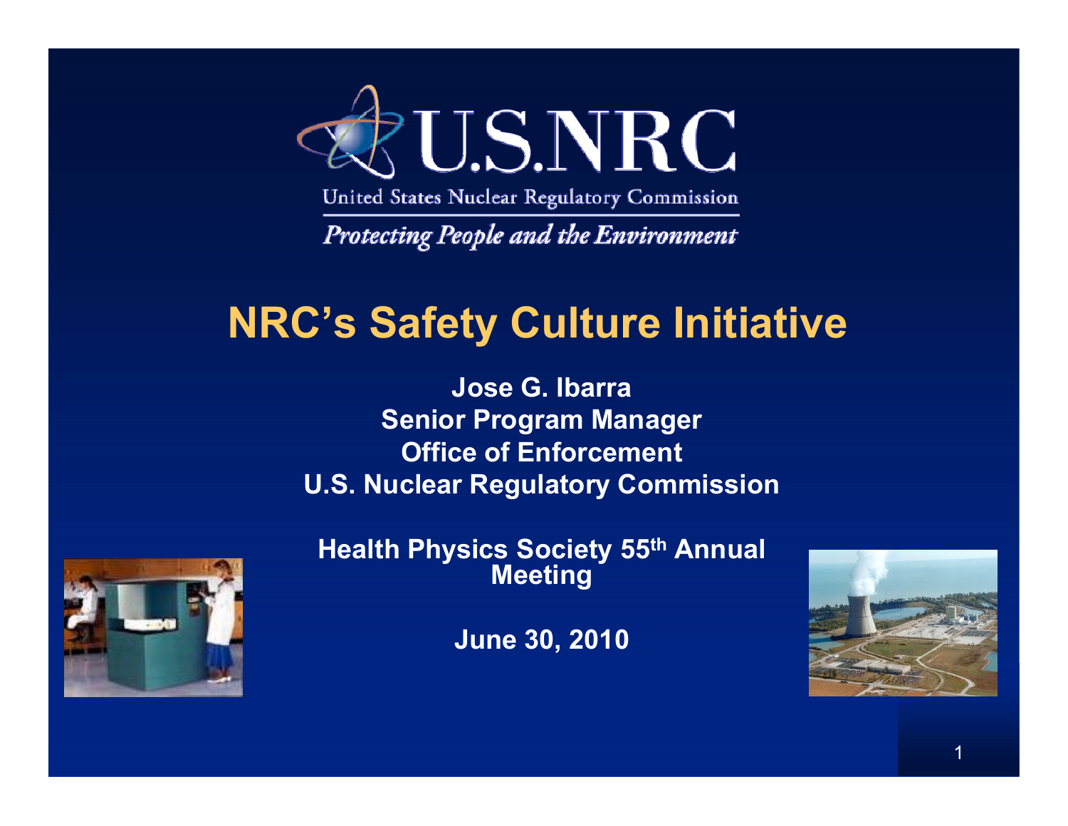U.S.NRC

United States Nuclear Regulatory Commission

*Protecting People and the Environment*

# NRC's Safety Culture Initiative

**Jose G. Ibarra**
**Senior Program Manager**
**Office of Enforcement**
**U.S. Nuclear Regulatory Commission**

**Health Physics Society 55th Annual Meeting**

**June 30, 2010**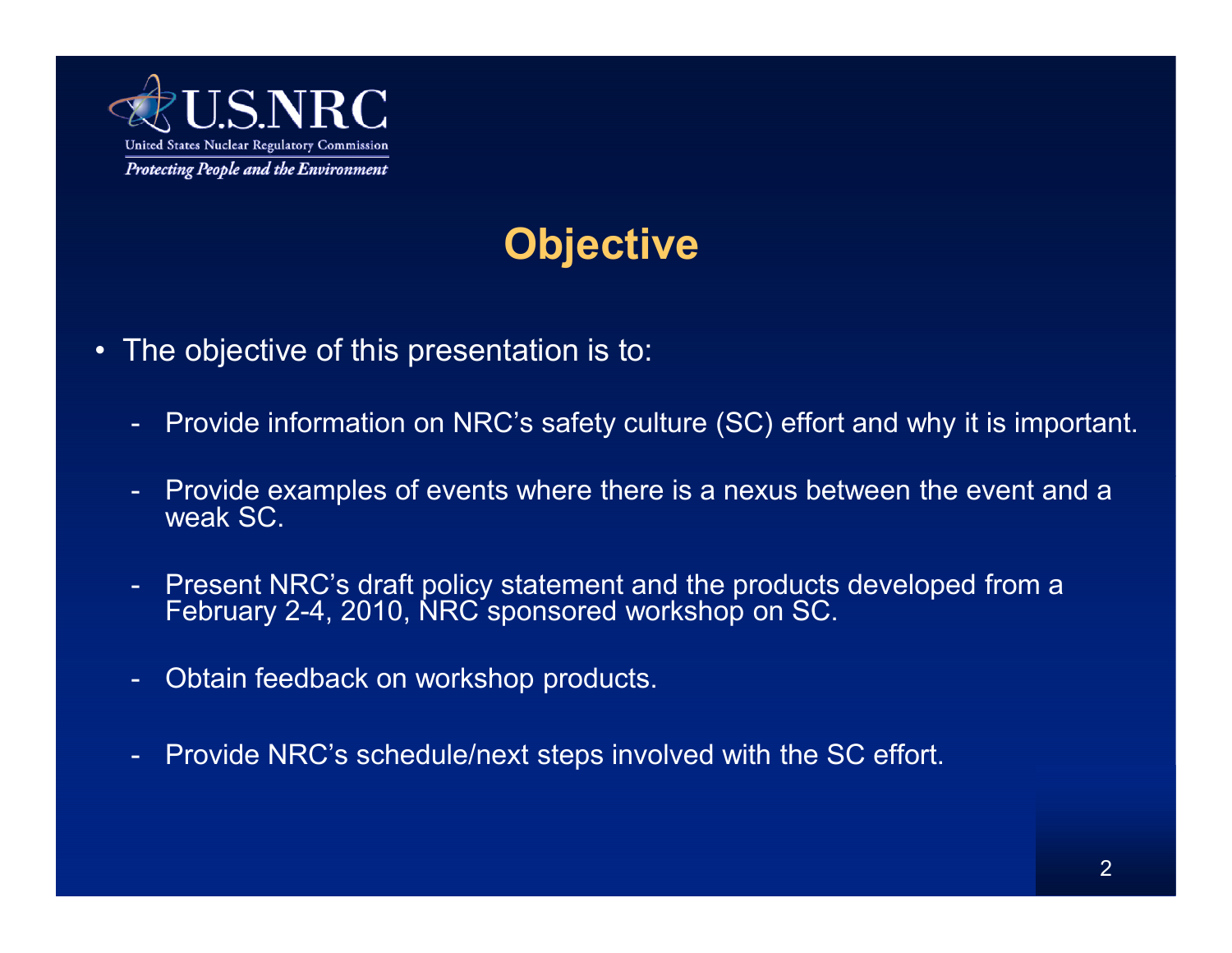# Objective

- The objective of this presentation is to:
  - Provide information on NRC's safety culture (SC) effort and why it is important.
  - Provide examples of events where there is a nexus between the event and a weak SC.
  - Present NRC's draft policy statement and the products developed from a February 2-4, 2010, NRC sponsored workshop on SC.
  - Obtain feedback on workshop products.
  - Provide NRC's schedule/next steps involved with the SC effort.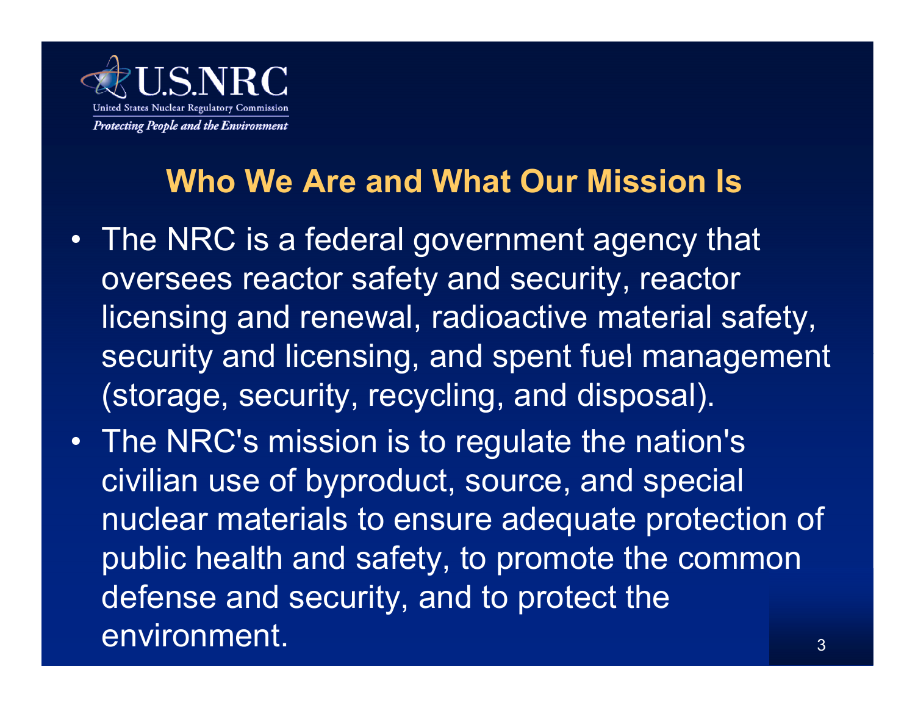U.S.NRC

United States Nuclear Regulatory Commission

*Protecting People and the Environment*

## Who We Are and What Our Mission Is

- The NRC is a federal government agency that oversees reactor safety and security, reactor licensing and renewal, radioactive material safety, security and licensing, and spent fuel management (storage, security, recycling, and disposal).
- The NRC's mission is to regulate the nation's civilian use of byproduct, source, and special nuclear materials to ensure adequate protection of public health and safety, to promote the common defense and security, and to protect the environment.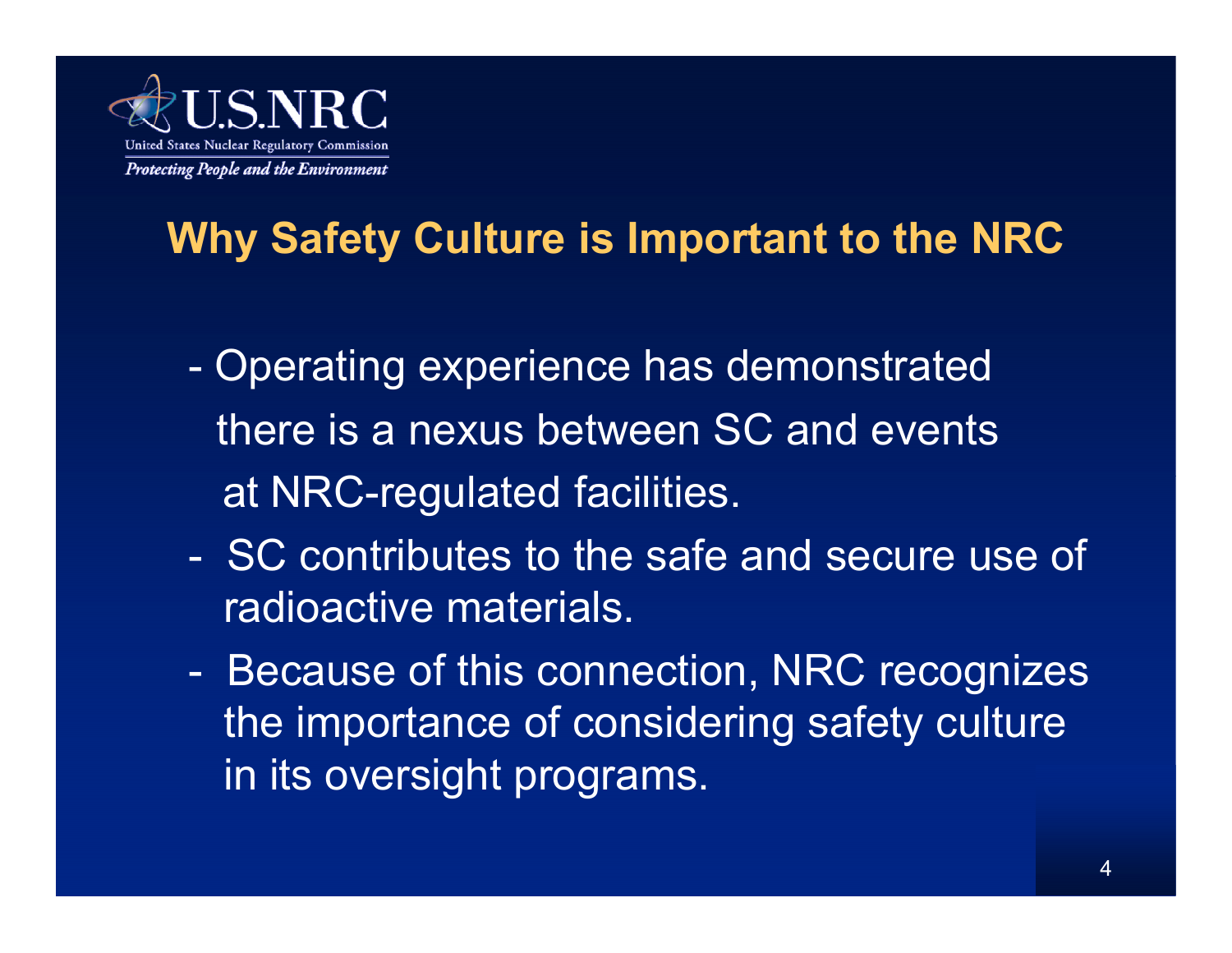U.S.NRC
United States Nuclear Regulatory Commission
*Protecting People and the Environment*

## Why Safety Culture is Important to the NRC

- Operating experience has demonstrated there is a nexus between SC and events at NRC-regulated facilities.
- SC contributes to the safe and secure use of radioactive materials.
- Because of this connection, NRC recognizes the importance of considering safety culture in its oversight programs.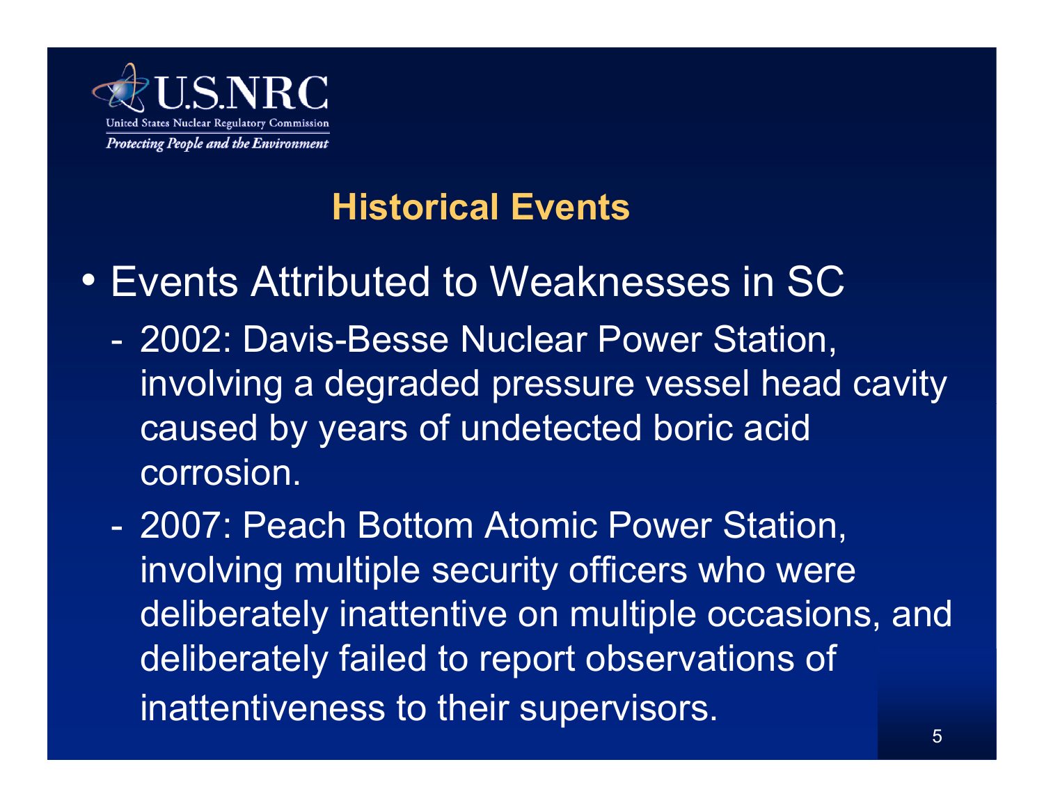## Historical Events

- Events Attributed to Weaknesses in SC
  - 2002: Davis-Besse Nuclear Power Station, involving a degraded pressure vessel head cavity caused by years of undetected boric acid corrosion.
  - 2007: Peach Bottom Atomic Power Station, involving multiple security officers who were deliberately inattentive on multiple occasions, and deliberately failed to report observations of inattentiveness to their supervisors.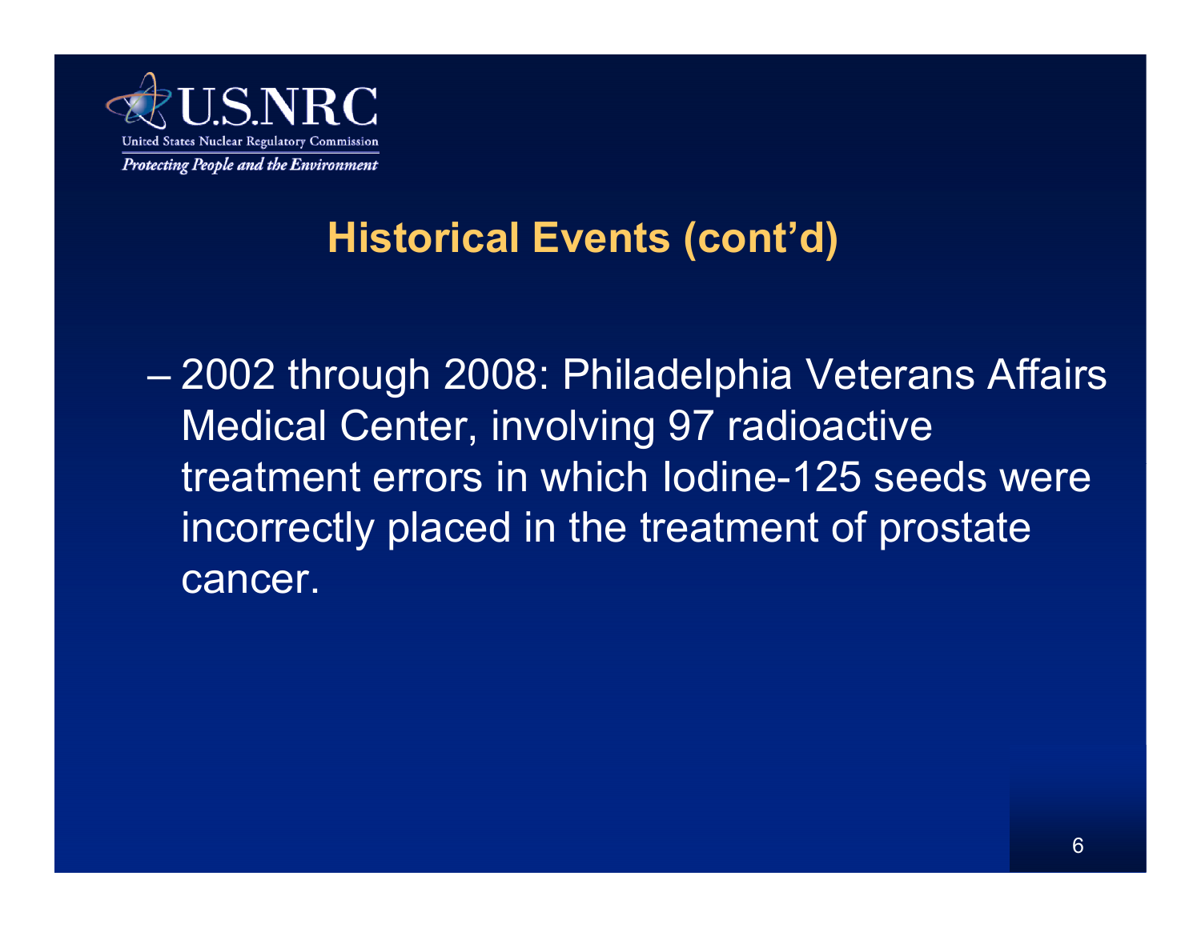## Historical Events (cont'd)

- 2002 through 2008: Philadelphia Veterans Affairs Medical Center, involving 97 radioactive treatment errors in which Iodine-125 seeds were incorrectly placed in the treatment of prostate cancer.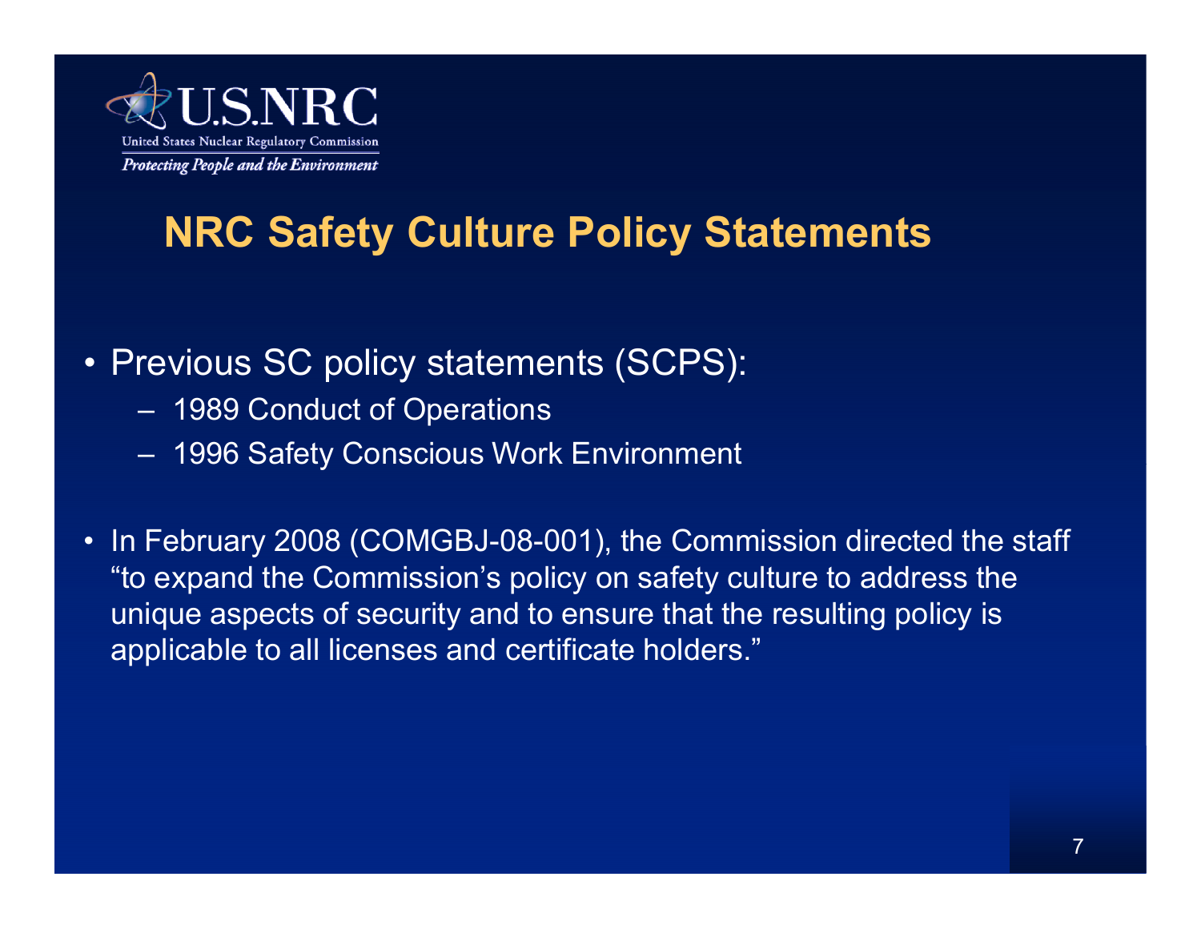## NRC Safety Culture Policy Statements

- Previous SC policy statements (SCPS):
  - 1989 Conduct of Operations
  - 1996 Safety Conscious Work Environment

- In February 2008 (COMGBJ-08-001), the Commission directed the staff "to expand the Commission's policy on safety culture to address the unique aspects of security and to ensure that the resulting policy is applicable to all licenses and certificate holders."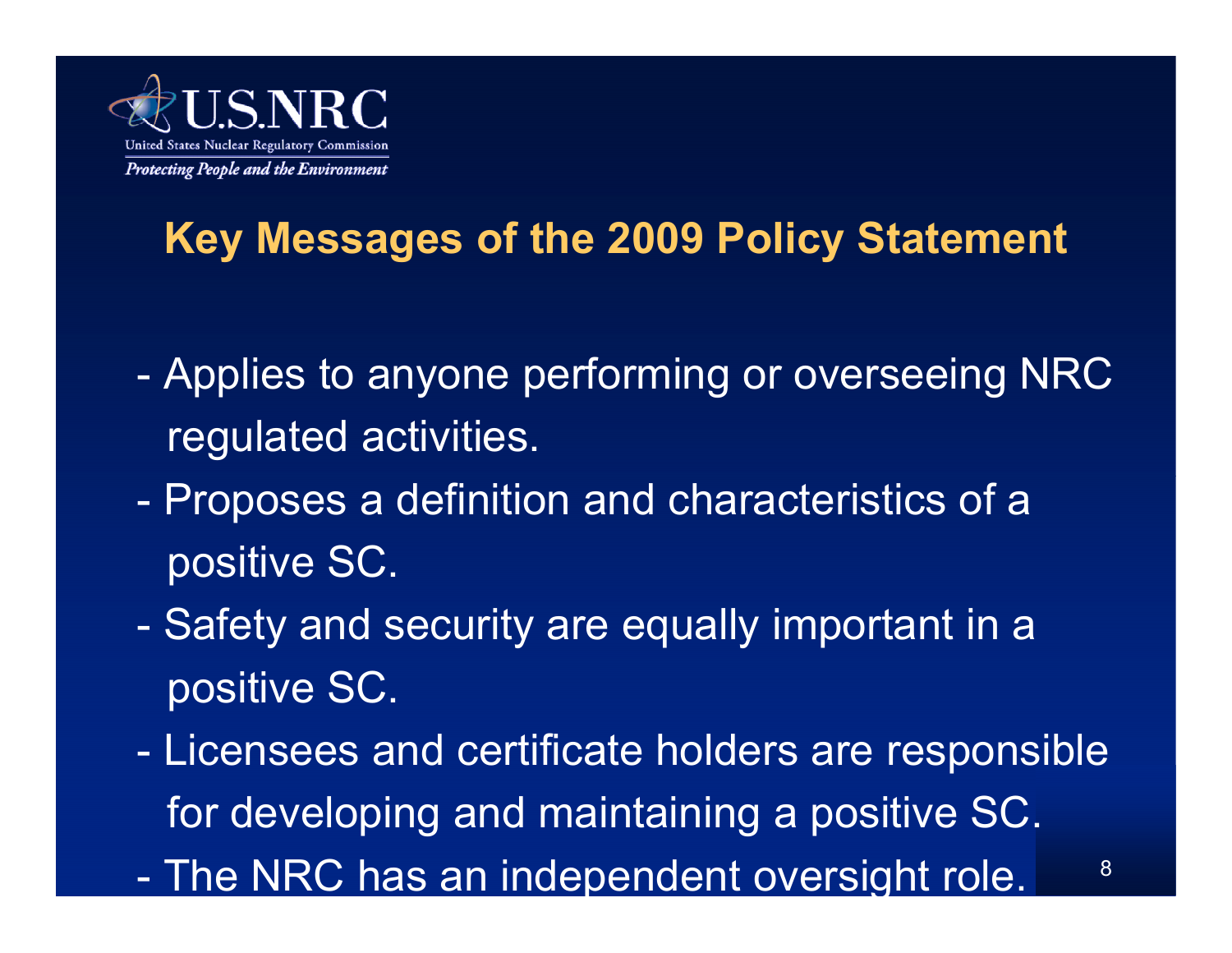## Key Messages of the 2009 Policy Statement

- Applies to anyone performing or overseeing NRC regulated activities.
- Proposes a definition and characteristics of a positive SC.
- Safety and security are equally important in a positive SC.
- Licensees and certificate holders are responsible for developing and maintaining a positive SC.
- The NRC has an independent oversight role.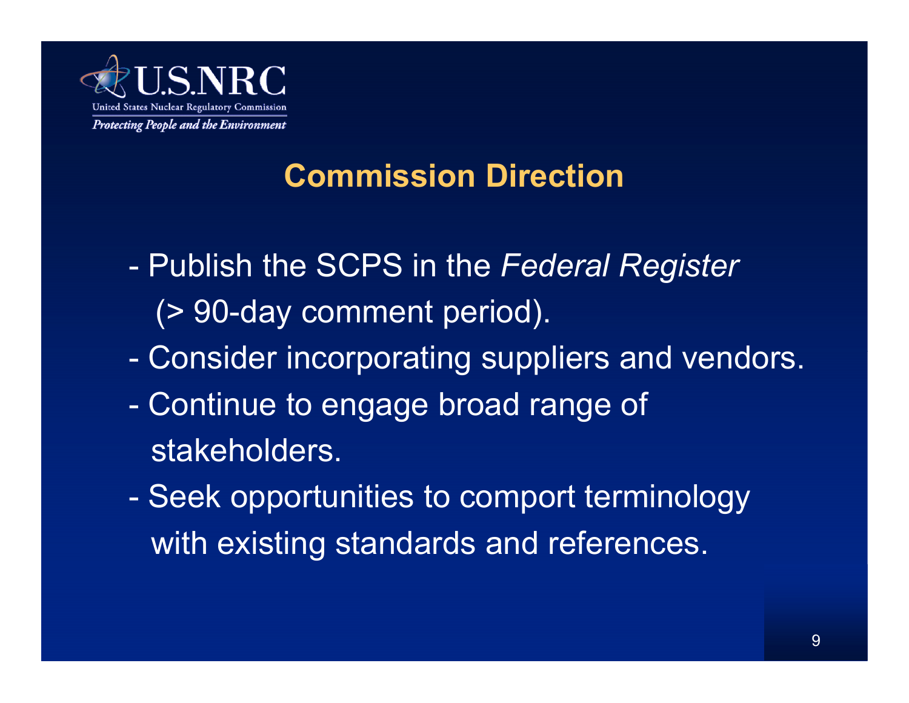## Commission Direction

- Publish the SCPS in the *Federal Register* (> 90-day comment period).
- Consider incorporating suppliers and vendors.
- Continue to engage broad range of stakeholders.
- Seek opportunities to comport terminology with existing standards and references.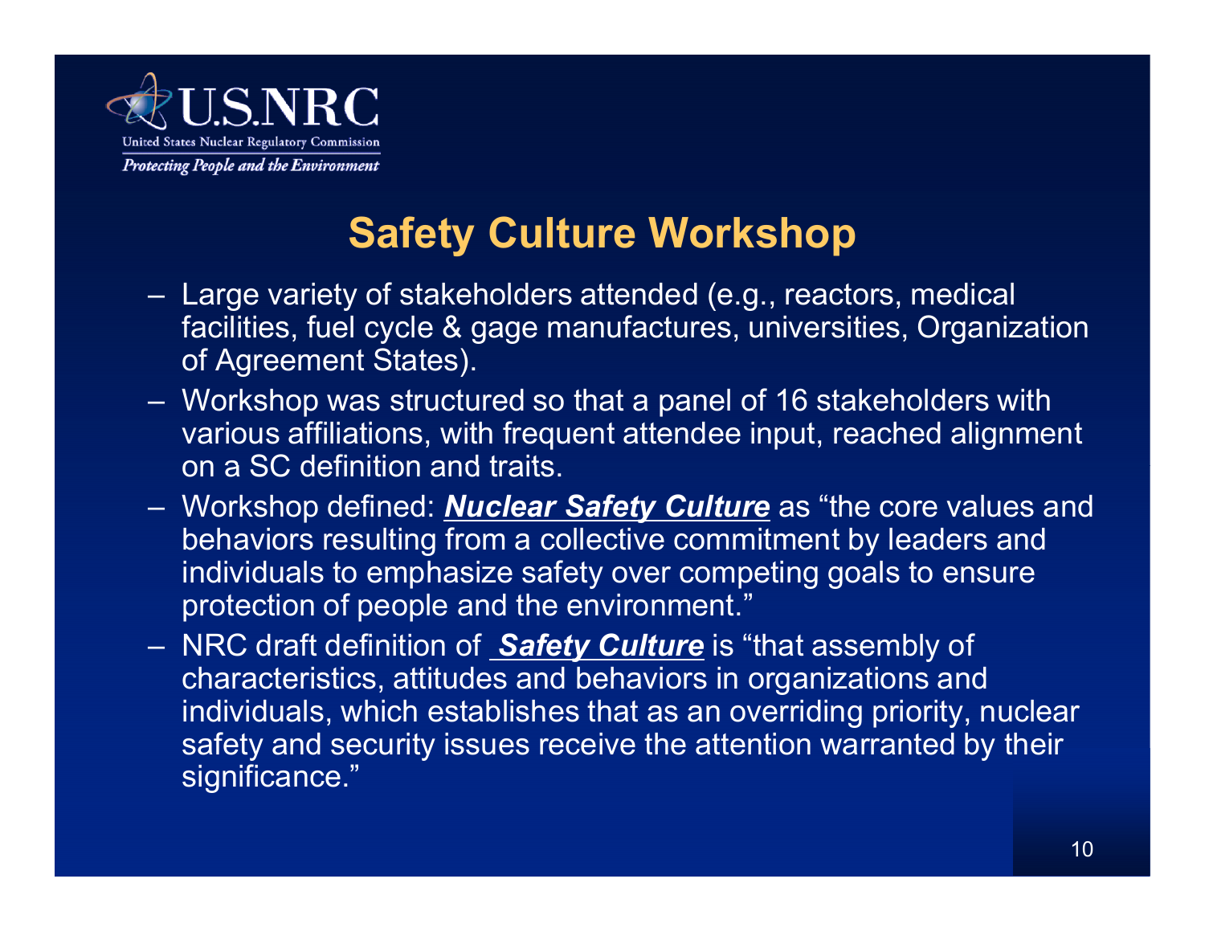# Safety Culture Workshop

- Large variety of stakeholders attended (e.g., reactors, medical facilities, fuel cycle & gage manufactures, universities, Organization of Agreement States).
- Workshop was structured so that a panel of 16 stakeholders with various affiliations, with frequent attendee input, reached alignment on a SC definition and traits.
- Workshop defined: ***Nuclear Safety Culture*** as "the core values and behaviors resulting from a collective commitment by leaders and individuals to emphasize safety over competing goals to ensure protection of people and the environment."
- NRC draft definition of ***Safety Culture*** is "that assembly of characteristics, attitudes and behaviors in organizations and individuals, which establishes that as an overriding priority, nuclear safety and security issues receive the attention warranted by their significance."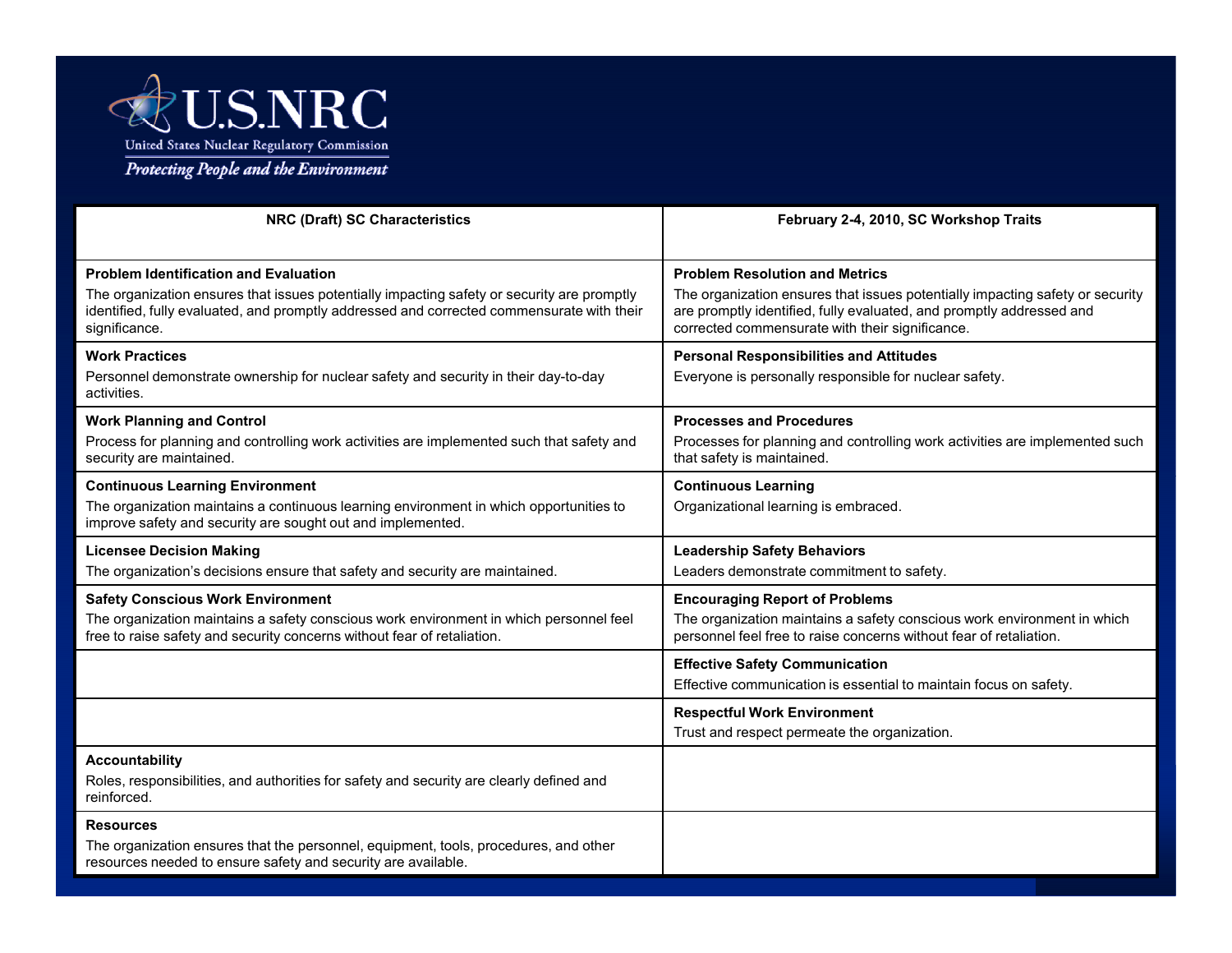| NRC (Draft) SC Characteristics | February 2-4, 2010, SC Workshop Traits |
|---|---|
| **Problem Identification and Evaluation**<br>The organization ensures that issues potentially impacting safety or security are promptly identified, fully evaluated, and promptly addressed and corrected commensurate with their significance. | **Problem Resolution and Metrics**<br>The organization ensures that issues potentially impacting safety or security are promptly identified, fully evaluated, and promptly addressed and corrected commensurate with their significance. |
| **Work Practices**<br>Personnel demonstrate ownership for nuclear safety and security in their day-to-day activities. | **Personal Responsibilities and Attitudes**<br>Everyone is personally responsible for nuclear safety. |
| **Work Planning and Control**<br>Process for planning and controlling work activities are implemented such that safety and security are maintained. | **Processes and Procedures**<br>Processes for planning and controlling work activities are implemented such that safety is maintained. |
| **Continuous Learning Environment**<br>The organization maintains a continuous learning environment in which opportunities to improve safety and security are sought out and implemented. | **Continuous Learning**<br>Organizational learning is embraced. |
| **Licensee Decision Making**<br>The organization's decisions ensure that safety and security are maintained. | **Leadership Safety Behaviors**<br>Leaders demonstrate commitment to safety. |
| **Safety Conscious Work Environment**<br>The organization maintains a safety conscious work environment in which personnel feel free to raise safety and security concerns without fear of retaliation. | **Encouraging Report of Problems**<br>The organization maintains a safety conscious work environment in which personnel feel free to raise concerns without fear of retaliation. |
| | **Effective Safety Communication**<br>Effective communication is essential to maintain focus on safety. |
| | **Respectful Work Environment**<br>Trust and respect permeate the organization. |
| **Accountability**<br>Roles, responsibilities, and authorities for safety and security are clearly defined and reinforced. | |
| **Resources**<br>The organization ensures that the personnel, equipment, tools, procedures, and other resources needed to ensure safety and security are available. | |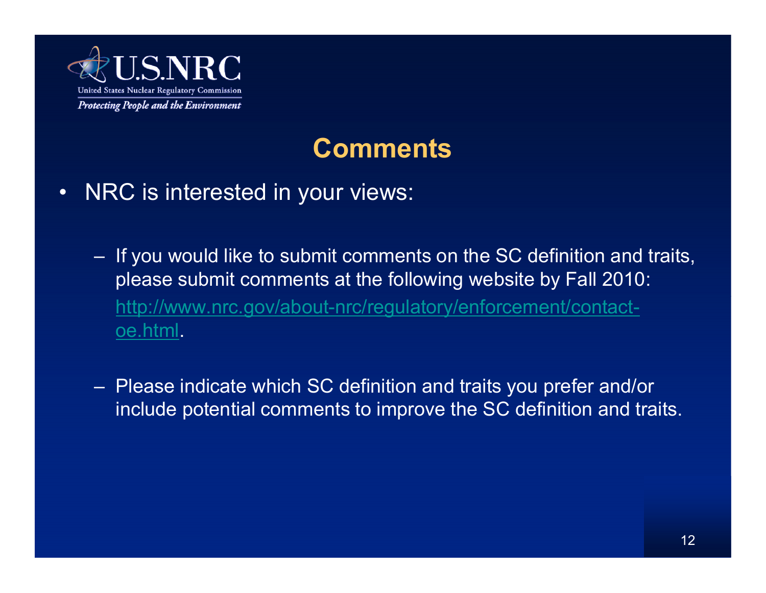U.S.NRC

United States Nuclear Regulatory Commission

*Protecting People and the Environment*

## Comments

- NRC is interested in your views:
  - If you would like to submit comments on the SC definition and traits, please submit comments at the following website by Fall 2010: http://www.nrc.gov/about-nrc/regulatory/enforcement/contact-oe.html.
  - Please indicate which SC definition and traits you prefer and/or include potential comments to improve the SC definition and traits.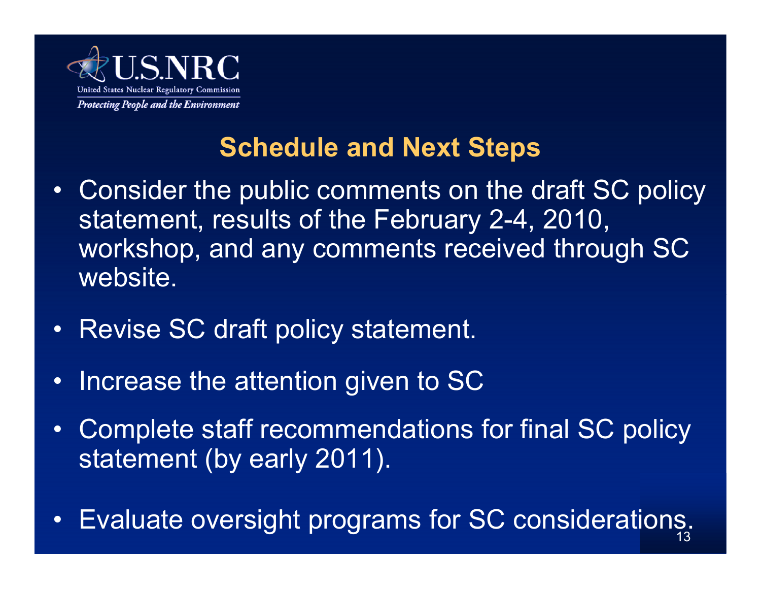## Schedule and Next Steps

- Consider the public comments on the draft SC policy statement, results of the February 2-4, 2010, workshop, and any comments received through SC website.
- Revise SC draft policy statement.
- Increase the attention given to SC
- Complete staff recommendations for final SC policy statement (by early 2011).
- Evaluate oversight programs for SC considerations.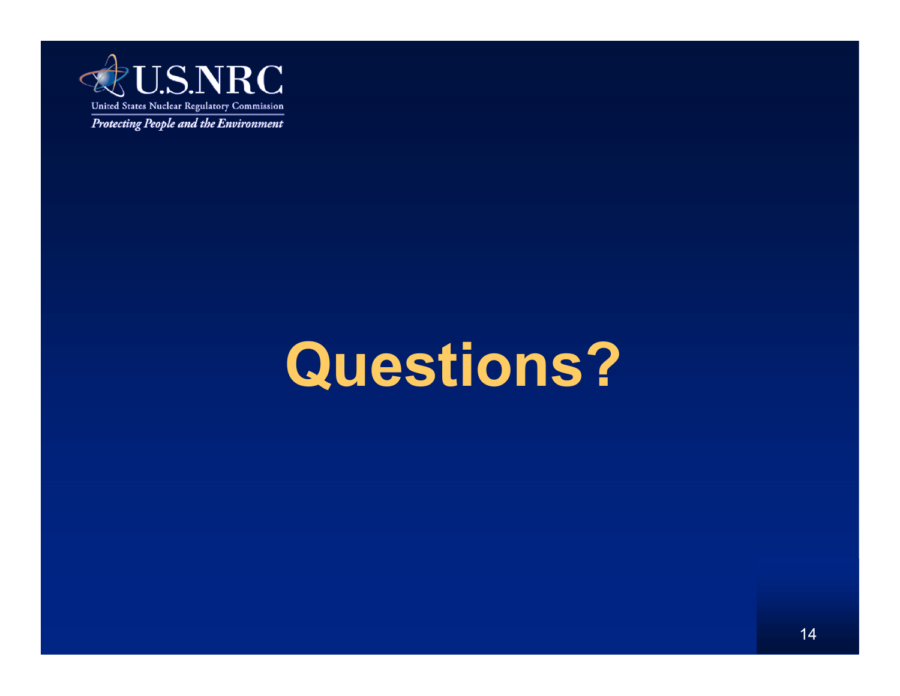U.S.NRC

United States Nuclear Regulatory Commission

*Protecting People and the Environment*

# Questions?